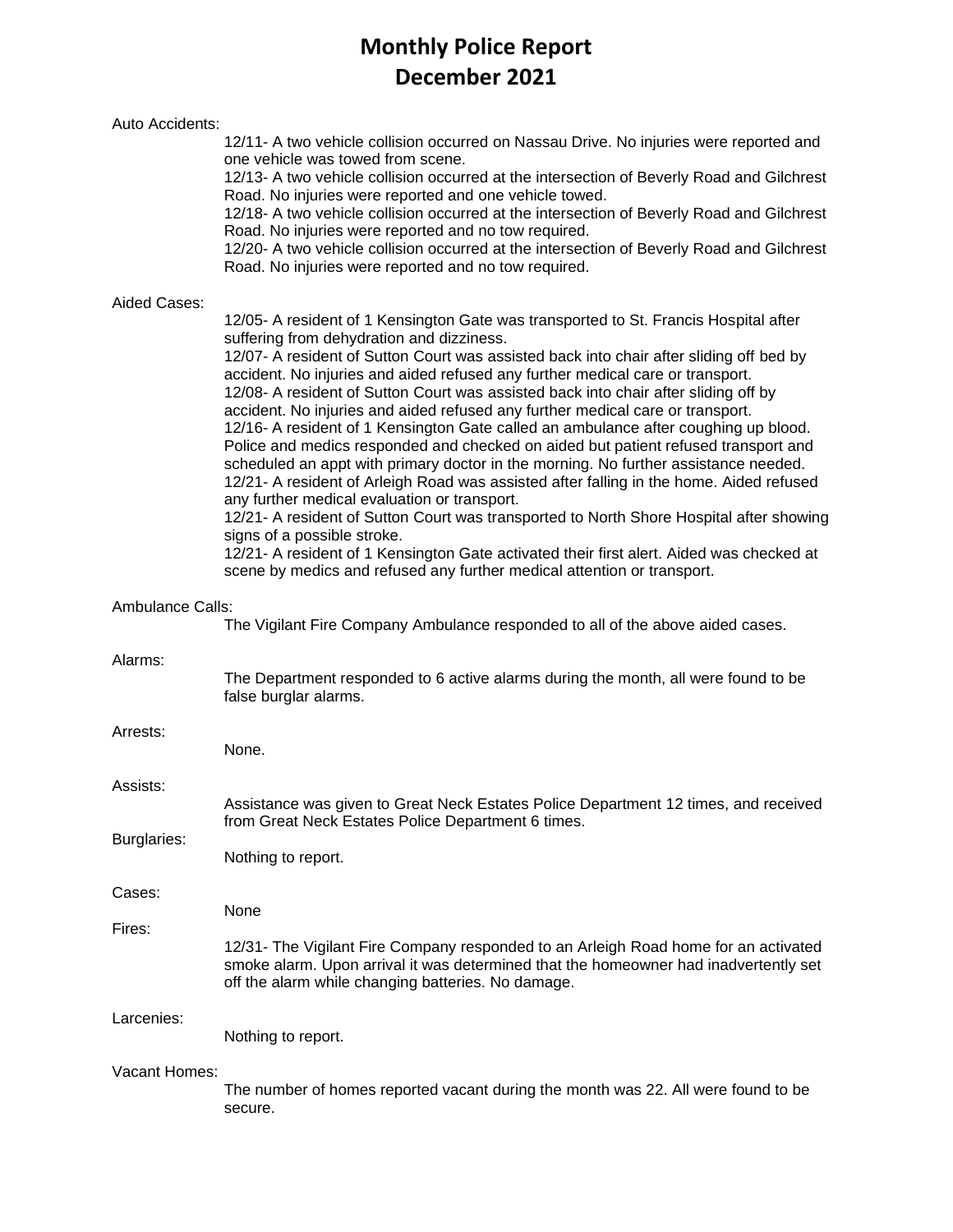# Monthly Police Report
# December 2021

**Auto Accidents:**

12/11- A two vehicle collision occurred on Nassau Drive. No injuries were reported and one vehicle was towed from scene.
12/13- A two vehicle collision occurred at the intersection of Beverly Road and Gilchrest Road. No injuries were reported and one vehicle towed.
12/18- A two vehicle collision occurred at the intersection of Beverly Road and Gilchrest Road. No injuries were reported and no tow required.
12/20- A two vehicle collision occurred at the intersection of Beverly Road and Gilchrest Road. No injuries were reported and no tow required.

**Aided Cases:**

12/05- A resident of 1 Kensington Gate was transported to St. Francis Hospital after suffering from dehydration and dizziness.
12/07- A resident of Sutton Court was assisted back into chair after sliding off bed by accident. No injuries and aided refused any further medical care or transport.
12/08- A resident of Sutton Court was assisted back into chair after sliding off by accident. No injuries and aided refused any further medical care or transport.
12/16- A resident of 1 Kensington Gate called an ambulance after coughing up blood. Police and medics responded and checked on aided but patient refused transport and scheduled an appt with primary doctor in the morning. No further assistance needed.
12/21- A resident of Arleigh Road was assisted after falling in the home. Aided refused any further medical evaluation or transport.
12/21- A resident of Sutton Court was transported to North Shore Hospital after showing signs of a possible stroke.
12/21- A resident of 1 Kensington Gate activated their first alert. Aided was checked at scene by medics and refused any further medical attention or transport.

**Ambulance Calls:**

The Vigilant Fire Company Ambulance responded to all of the above aided cases.

**Alarms:**

The Department responded to 6 active alarms during the month, all were found to be false burglar alarms.

**Arrests:**

None.

**Assists:**

Assistance was given to Great Neck Estates Police Department 12 times, and received from Great Neck Estates Police Department 6 times.

**Burglaries:**

Nothing to report.

**Cases:**

None

**Fires:**

12/31- The Vigilant Fire Company responded to an Arleigh Road home for an activated smoke alarm. Upon arrival it was determined that the homeowner had inadvertently set off the alarm while changing batteries. No damage.

**Larcenies:**

Nothing to report.

**Vacant Homes:**

The number of homes reported vacant during the month was 22. All were found to be secure.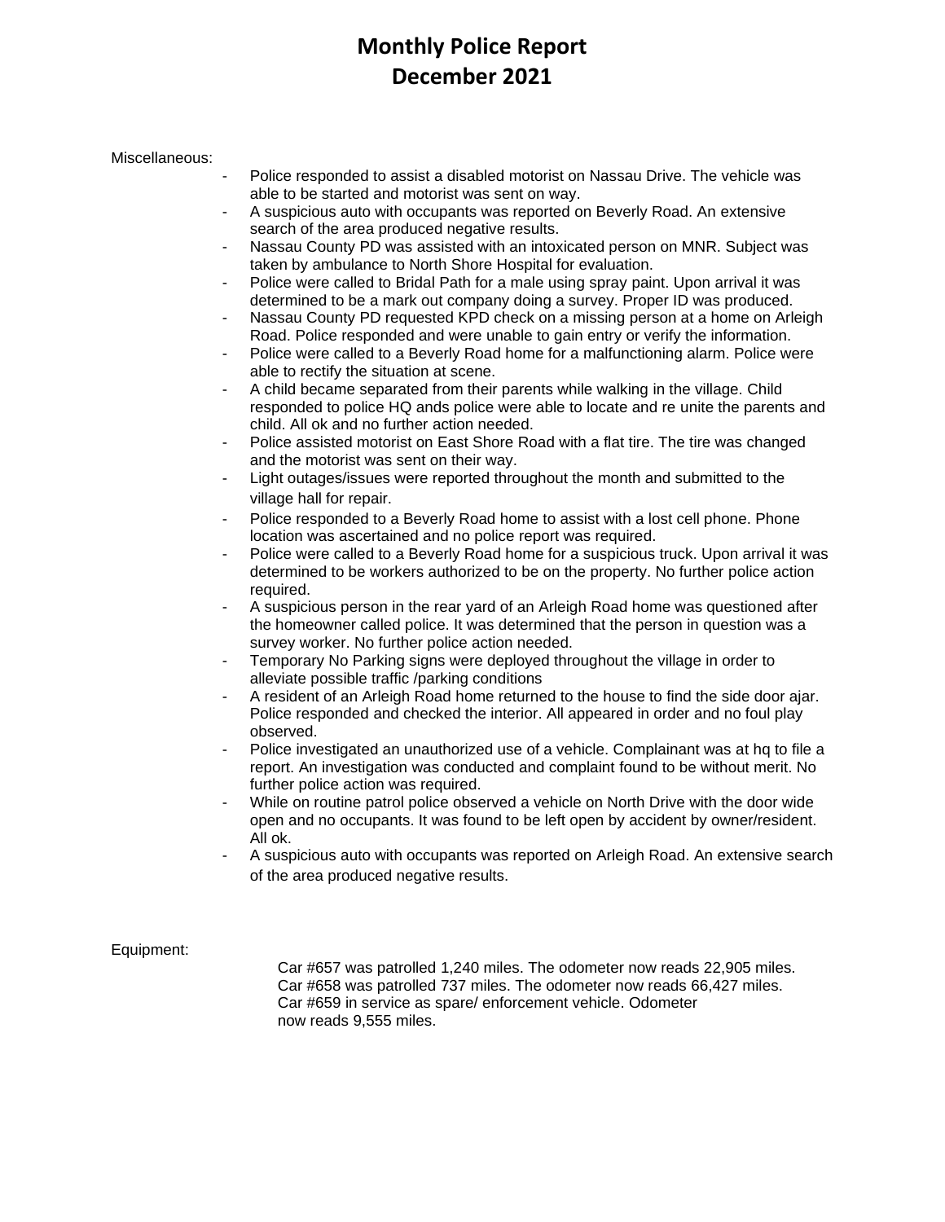# Monthly Police Report
# December 2021

Miscellaneous:

- Police responded to assist a disabled motorist on Nassau Drive. The vehicle was able to be started and motorist was sent on way.
- A suspicious auto with occupants was reported on Beverly Road. An extensive search of the area produced negative results.
- Nassau County PD was assisted with an intoxicated person on MNR. Subject was taken by ambulance to North Shore Hospital for evaluation.
- Police were called to Bridal Path for a male using spray paint. Upon arrival it was determined to be a mark out company doing a survey. Proper ID was produced.
- Nassau County PD requested KPD check on a missing person at a home on Arleigh Road. Police responded and were unable to gain entry or verify the information.
- Police were called to a Beverly Road home for a malfunctioning alarm. Police were able to rectify the situation at scene.
- A child became separated from their parents while walking in the village. Child responded to police HQ ands police were able to locate and re unite the parents and child. All ok and no further action needed.
- Police assisted motorist on East Shore Road with a flat tire. The tire was changed and the motorist was sent on their way.
- Light outages/issues were reported throughout the month and submitted to the village hall for repair.
- Police responded to a Beverly Road home to assist with a lost cell phone. Phone location was ascertained and no police report was required.
- Police were called to a Beverly Road home for a suspicious truck. Upon arrival it was determined to be workers authorized to be on the property. No further police action required.
- A suspicious person in the rear yard of an Arleigh Road home was questioned after the homeowner called police. It was determined that the person in question was a survey worker. No further police action needed.
- Temporary No Parking signs were deployed throughout the village in order to alleviate possible traffic /parking conditions
- A resident of an Arleigh Road home returned to the house to find the side door ajar. Police responded and checked the interior. All appeared in order and no foul play observed.
- Police investigated an unauthorized use of a vehicle. Complainant was at hq to file a report. An investigation was conducted and complaint found to be without merit. No further police action was required.
- While on routine patrol police observed a vehicle on North Drive with the door wide open and no occupants. It was found to be left open by accident by owner/resident. All ok.
- A suspicious auto with occupants was reported on Arleigh Road. An extensive search of the area produced negative results.

Equipment:

Car #657 was patrolled 1,240 miles. The odometer now reads 22,905 miles.
Car #658 was patrolled 737 miles. The odometer now reads 66,427 miles.
Car #659 in service as spare/ enforcement vehicle. Odometer now reads 9,555 miles.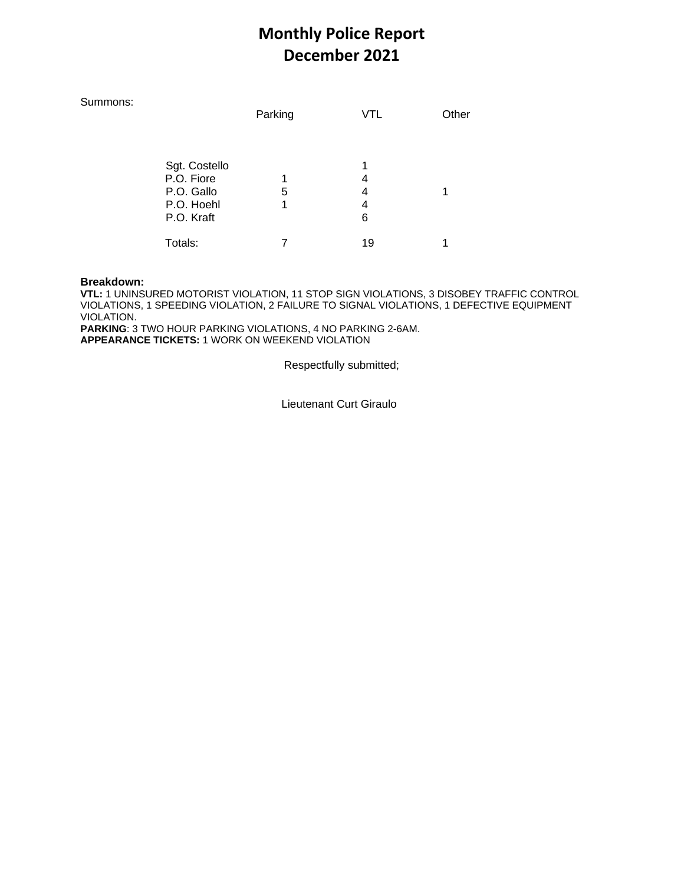# Monthly Police Report
# December 2021

Summons:

| | Parking | VTL | Other |
|---|---|---|---|
| Sgt. Costello | | 1 | |
| P.O. Fiore | 1 | 4 | |
| P.O. Gallo | 5 | 4 | 1 |
| P.O. Hoehl | 1 | 4 | |
| P.O. Kraft | | 6 | |
| Totals: | 7 | 19 | 1 |

**Breakdown:**
**VTL:** 1 UNINSURED MOTORIST VIOLATION, 11 STOP SIGN VIOLATIONS, 3 DISOBEY TRAFFIC CONTROL VIOLATIONS, 1 SPEEDING VIOLATION, 2 FAILURE TO SIGNAL VIOLATIONS, 1 DEFECTIVE EQUIPMENT VIOLATION.
**PARKING**: 3 TWO HOUR PARKING VIOLATIONS, 4 NO PARKING 2-6AM.
**APPEARANCE TICKETS:** 1 WORK ON WEEKEND VIOLATION

Respectfully submitted;

Lieutenant Curt Giraulo